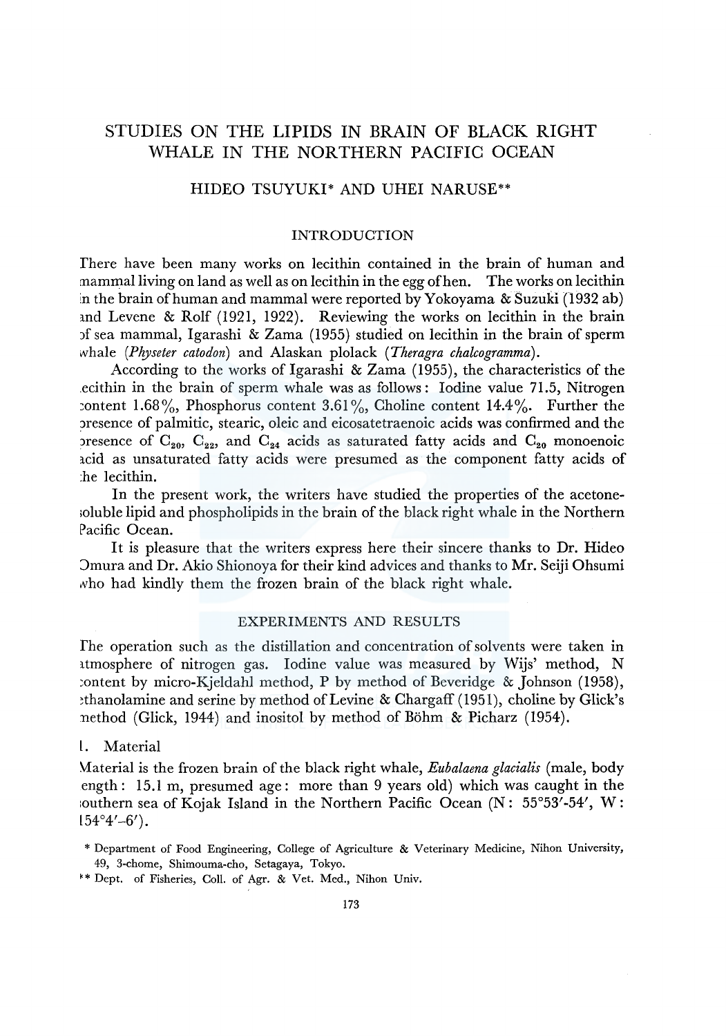# STUDIES ON THE LIPIDS IN BRAIN OF BLACK RIGHT WHALE IN THE NORTHERN PACIFIC OCEAN

HIDEO TSUYUKI* AND UHEI NARUSE**

## INTRODUCTION

There have been many works on lecithin contained in the brain of human and mammal living on land as well as on lecithin in the egg of hen. The works on lecithin in the brain of human and mammal were reported by Yokoyama & Suzuki (1932 ab) and Levene & Rolf (1921, 1922). Reviewing the works on lecithin in the brain of sea mammal, Igarashi & Zama (1955) studied on lecithin in the brain of sperm whale (*Physeter catodon*) and Alaskan plolack (*Theragra chalcogramma*).

According to the works of Igarashi & Zama (1955), the characteristics of the lecithin in the brain of sperm whale was as follows: Iodine value 71.5, Nitrogen content 1.68%, Phosphorus content 3.61%, Choline content 14.4%. Further the presence of palmitic, stearic, oleic and eicosatetraenoic acids was confirmed and the presence of $C_{20}$, $C_{22}$, and $C_{24}$ acids as saturated fatty acids and $C_{20}$ monoenoic acid as unsaturated fatty acids were presumed as the component fatty acids of the lecithin.

In the present work, the writers have studied the properties of the acetone-soluble lipid and phospholipids in the brain of the black right whale in the Northern Pacific Ocean.

It is pleasure that the writers express here their sincere thanks to Dr. Hideo Omura and Dr. Akio Shionoya for their kind advices and thanks to Mr. Seiji Ohsumi who had kindly them the frozen brain of the black right whale.

## EXPERIMENTS AND RESULTS

The operation such as the distillation and concentration of solvents were taken in atmosphere of nitrogen gas. Iodine value was measured by Wijs' method, N content by micro-Kjeldahl method, P by method of Beveridge & Johnson (1958), ethanolamine and serine by method of Levine & Chargaff (1951), choline by Glick's method (Glick, 1944) and inositol by method of Böhm & Picharz (1954).

### I. Material

Material is the frozen brain of the black right whale, *Eubalaena glacialis* (male, body length: 15.1 m, presumed age: more than 9 years old) which was caught in the southern sea of Kojak Island in the Northern Pacific Ocean (N: 55°53'-54', W: 154°4'-6').

\* Department of Food Engineering, College of Agriculture & Veterinary Medicine, Nihon University, 49, 3-chome, Shimouma-cho, Setagaya, Tokyo.

\*\* Dept. of Fisheries, Coll. of Agr. & Vet. Med., Nihon Univ.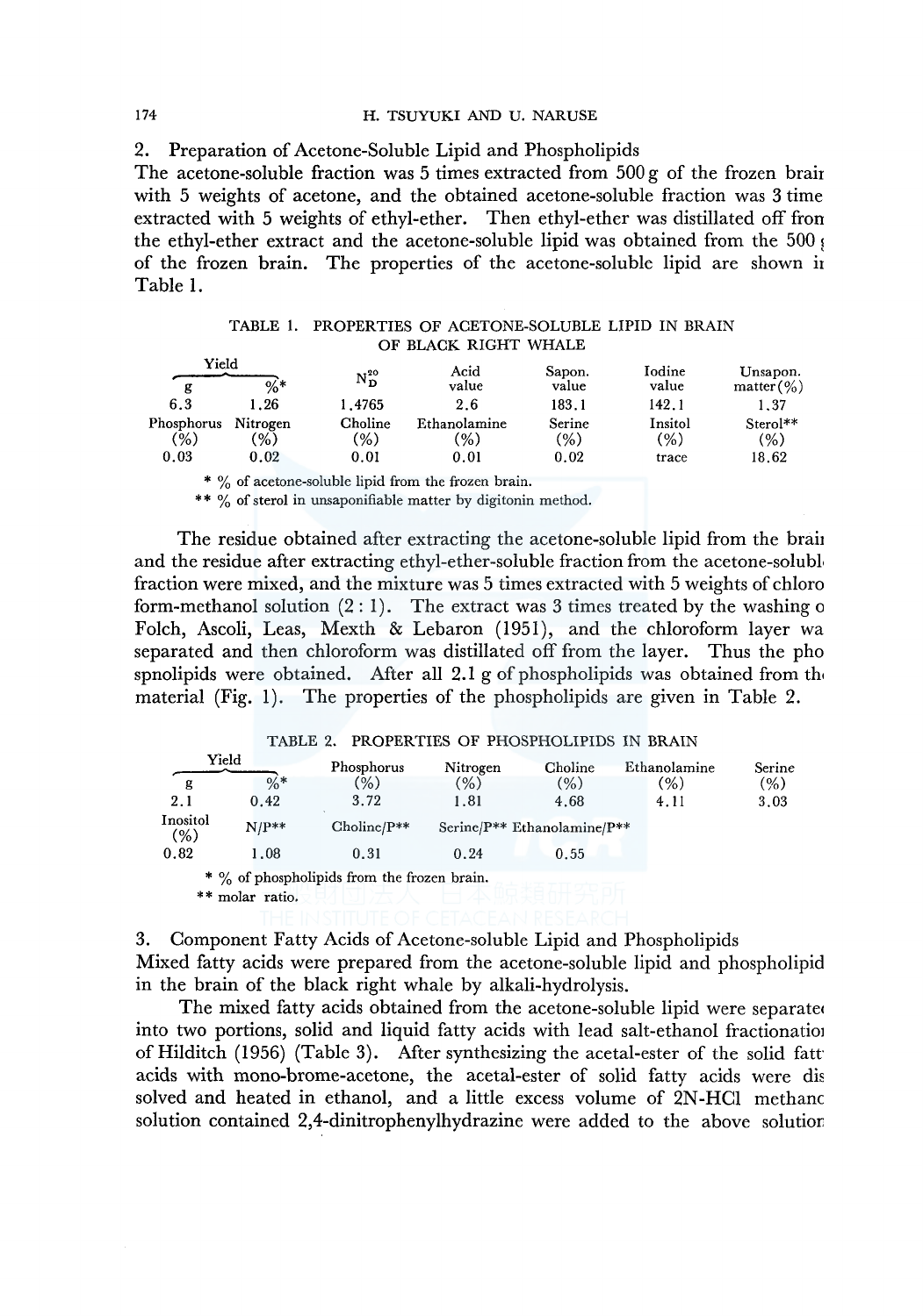## 2. Preparation of Acetone-Soluble Lipid and Phospholipids

The acetone-soluble fraction was 5 times extracted from 500 g of the frozen brain with 5 weights of acetone, and the obtained acetone-soluble fraction was 3 time extracted with 5 weights of ethyl-ether. Then ethyl-ether was distillated off from the ethyl-ether extract and the acetone-soluble lipid was obtained from the 500 g of the frozen brain. The properties of the acetone-soluble lipid are shown in Table 1.

TABLE 1. PROPERTIES OF ACETONE-SOLUBLE LIPID IN BRAIN OF BLACK RIGHT WHALE

| Yield | | $N_D^{20}$ | Acid value | Sapon. value | Iodine value | Unsapon. matter (%) |
|---|---|---|---|---|---|---|
| g | %* | | | | | |
| 6.3 | 1.26 | 1.4765 | 2.6 | 183.1 | 142.1 | 1.37 |
| **Phosphorus (%)** | **Nitrogen (%)** | **Choline (%)** | **Ethanolamine (%)** | **Serine (%)** | **Insitol (%)** | **Sterol** (%)** |
| 0.03 | 0.02 | 0.01 | 0.01 | 0.02 | trace | 18.62 |

\* % of acetone-soluble lipid from the frozen brain.
\*\* % of sterol in unsaponifiable matter by digitonin method.

The residue obtained after extracting the acetone-soluble lipid from the brain and the residue after extracting ethyl-ether-soluble fraction from the acetone-soluble fraction were mixed, and the mixture was 5 times extracted with 5 weights of chloroform-methanol solution (2 : 1). The extract was 3 times treated by the washing of Folch, Ascoli, Leas, Mexth & Lebaron (1951), and the chloroform layer was separated and then chloroform was distillated off from the layer. Thus the phospnolipids were obtained. After all 2.1 g of phospholipids was obtained from the material (Fig. 1). The properties of the phospholipids are given in Table 2.

TABLE 2. PROPERTIES OF PHOSPHOLIPIDS IN BRAIN

| Yield | | Phosphorus (%) | Nitrogen (%) | Choline (%) | Ethanolamine (%) | Serine (%) |
|---|---|---|---|---|---|---|
| g | %* | | | | | |
| 2.1 | 0.42 | 3.72 | 1.81 | 4.68 | 4.11 | 3.03 |
| **Inositol (%)** | **N/P\*\*** | **Choline/P\*\*** | **Serine/P\*\*** | **Ethanolamine/P\*\*** | | |
| 0.82 | 1.08 | 0.31 | 0.24 | 0.55 | | |

\* % of phospholipids from the frozen brain.
\*\* molar ratio.

## 3. Component Fatty Acids of Acetone-soluble Lipid and Phospholipids

Mixed fatty acids were prepared from the acetone-soluble lipid and phospholipid in the brain of the black right whale by alkali-hydrolysis.

The mixed fatty acids obtained from the acetone-soluble lipid were separated into two portions, solid and liquid fatty acids with lead salt-ethanol fractionation of Hilditch (1956) (Table 3). After synthesizing the acetal-ester of the solid fatty acids with mono-brome-acetone, the acetal-ester of solid fatty acids were dissolved and heated in ethanol, and a little excess volume of 2N-HCl methanol solution contained 2,4-dinitrophenylhydrazine were added to the above solution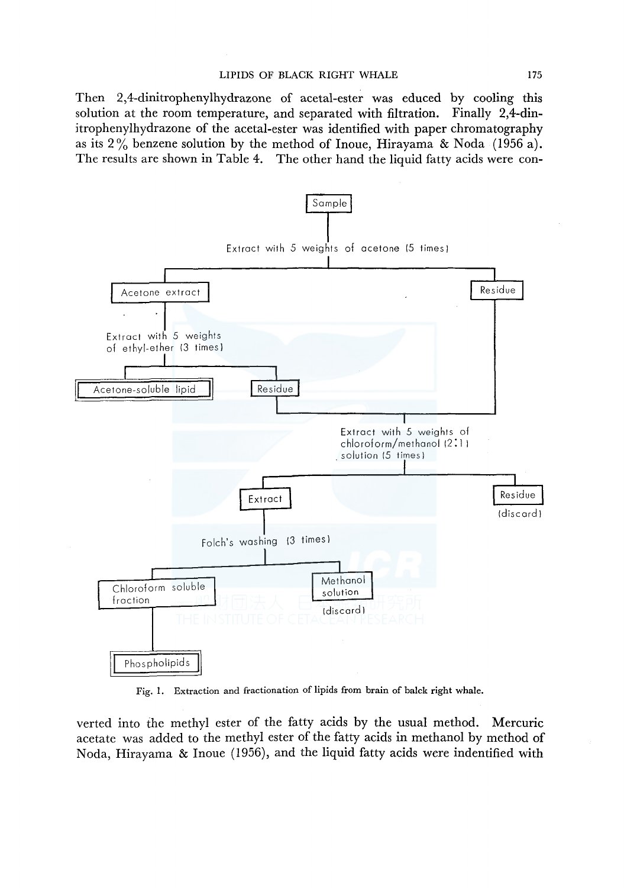Then 2,4-dinitrophenylhydrazone of acetal-ester was educed by cooling this solution at the room temperature, and separated with filtration. Finally 2,4-dinitrophenylhydrazone of the acetal-ester was identified with paper chromatography as its 2% benzene solution by the method of Inoue, Hirayama & Noda (1956 a). The results are shown in Table 4. The other hand the liquid fatty acids were converted into the methyl ester of the fatty acids by the usual method. Mercuric acetate was added to the methyl ester of the fatty acids in methanol by method of Noda, Hirayama & Inoue (1956), and the liquid fatty acids were indentified with

```
Sample
│
Extract with 5 weights of acetone (5 times)
├── Acetone extract
│   │
│   Extract with 5 weights of ethyl-ether (3 times)
│   ├── Acetone-soluble lipid
│   └── Residue ──┐
└── Residue ──────┤
                  │
      Extract with 5 weights of chloroform/methanol (2:1) solution (5 times)
      ├── Extract
      │   │
      │   Folch's washing (3 times)
      │   ├── Chloroform soluble fraction
      │   │   │
      │   │   Phospholipids
      │   └── Methanol solution (discard)
      └── Residue (discard)
```

Fig. 1. Extraction and fractionation of lipids from brain of balck right whale.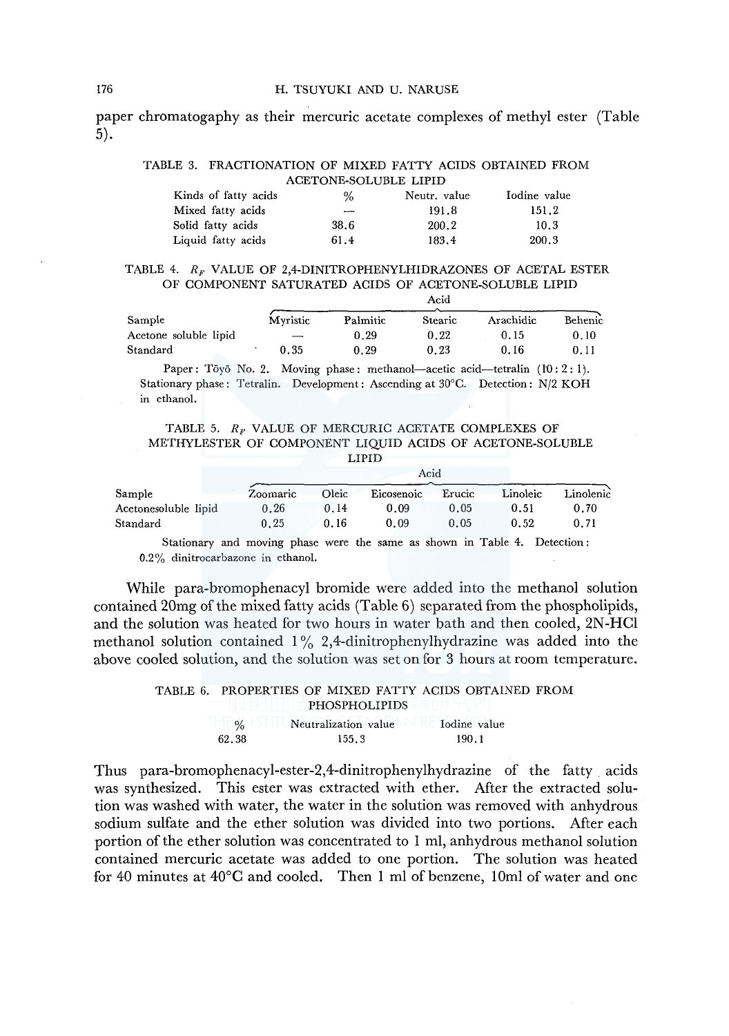paper chromatogaphy as their mercuric acetate complexes of methyl ester (Table 5).

TABLE 3. FRACTIONATION OF MIXED FATTY ACIDS OBTAINED FROM ACETONE-SOLUBLE LIPID

| Kinds of fatty acids | % | Neutr. value | Iodine value |
|---|---|---|---|
| Mixed fatty acids | — | 191.8 | 151.2 |
| Solid fatty acids | 38.6 | 200.2 | 10.3 |
| Liquid fatty acids | 61.4 | 183.4 | 200.3 |

TABLE 4. $R_F$ VALUE OF 2,4-DINITROPHENYLHIDRAZONES OF ACETAL ESTER OF COMPONENT SATURATED ACIDS OF ACETONE-SOLUBLE LIPID

| Sample | Acid | | | | |
|---|---|---|---|---|---|
| | Myristic | Palmitic | Stearic | Arachidic | Behenic |
| Acetone soluble lipid | — | 0.29 | 0.22 | 0.15 | 0.10 |
| Standard | 0.35 | 0.29 | 0.23 | 0.16 | 0.11 |

Paper: Tōyō No. 2. Moving phase: methanol—acetic acid—tetralin (10 : 2 : 1). Stationary phase: Tetralin. Development: Ascending at 30°C. Detection: N/2 KOH in ethanol.

TABLE 5. $R_F$ VALUE OF MERCURIC ACETATE COMPLEXES OF METHYLESTER OF COMPONENT LIQUID ACIDS OF ACETONE-SOLUBLE LIPID

| Sample | Acid | | | | | |
|---|---|---|---|---|---|---|
| | Zoomaric | Oleic | Eicosenoic | Erucic | Linoleic | Linolenic |
| Acetonesoluble lipid | 0.26 | 0.14 | 0.09 | 0.05 | 0.51 | 0.70 |
| Standard | 0.25 | 0.16 | 0.09 | 0.05 | 0.52 | 0.71 |

Stationary and moving phase were the same as shown in Table 4. Detection: 0.2% dinitrocarbazone in ethanol.

While para-bromophenacyl bromide were added into the methanol solution contained 20mg of the mixed fatty acids (Table 6) separated from the phospholipids, and the solution was heated for two hours in water bath and then cooled, 2N-HCl methanol solution contained 1% 2,4-dinitrophenylhydrazine was added into the above cooled solution, and the solution was set on for 3 hours at room temperature.

TABLE 6. PROPERTIES OF MIXED FATTY ACIDS OBTAINED FROM PHOSPHOLIPIDS

| % | Neutralization value | Iodine value |
|---|---|---|
| 62.38 | 155.3 | 190.1 |

Thus para-bromophenacyl-ester-2,4-dinitrophenylhydrazine of the fatty acids was synthesized. This ester was extracted with ether. After the extracted solution was washed with water, the water in the solution was removed with anhydrous sodium sulfate and the ether solution was divided into two portions. After each portion of the ether solution was concentrated to 1 ml, anhydrous methanol solution contained mercuric acetate was added to one portion. The solution was heated for 40 minutes at 40°C and cooled. Then 1 ml of benzene, 10ml of water and one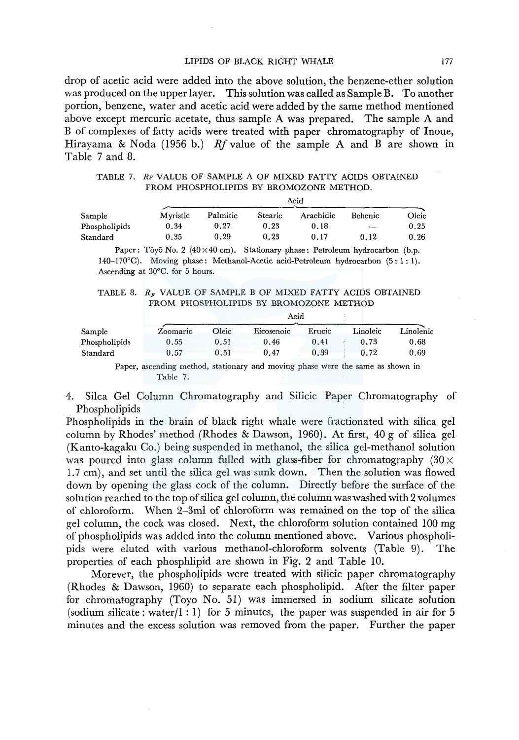drop of acetic acid were added into the above solution, the benzene-ether solution was produced on the upper layer. This solution was called as Sample B. To another portion, benzene, water and acetic acid were added by the same method mentioned above except mercuric acetate, thus sample A was prepared. The sample A and B of complexes of fatty acids were treated with paper chromatography of Inoue, Hirayama & Noda (1956 b.) *Rf* value of the sample A and B are shown in Table 7 and 8.

TABLE 7. $R_F$ VALUE OF SAMPLE A OF MIXED FATTY ACIDS OBTAINED FROM PHOSPHOLIPIDS BY BROMOZONE METHOD.

| Sample | Acid | | | | | |
|---|---|---|---|---|---|---|
| | Myristic | Palmitic | Stearic | Arachidic | Behenic | Oleic |
| Phospholipids | 0.34 | 0.27 | 0.23 | 0.18 | — | 0.25 |
| Standard | 0.35 | 0.29 | 0.23 | 0.17 | 0.12 | 0.26 |

Paper: Tōyō No. 2 (40×40 cm). Stationary phase: Petroleum hydrocarbon (b.p. 140–170°C). Moving phase: Methanol-Acetic acid-Petroleum hydrocarbon (5 : 1 : 1). Ascending at 30°C. for 5 hours.

TABLE 8. $R_F$ VALUE OF SAMPLE B OF MIXED FATTY ACIDS OBTAINED FROM PHOSPHOLIPIDS BY BROMOZONE METHOD

| Sample | Acid | | | | | |
|---|---|---|---|---|---|---|
| | Zoomaric | Oleic | Eicosenoic | Erucic | Linoleic | Linolenic |
| Phospholipids | 0.55 | 0.51 | 0.46 | 0.41 | 0.73 | 0.68 |
| Standard | 0.57 | 0.51 | 0.47 | 0.39 | 0.72 | 0.69 |

Paper, ascending method, stationary and moving phase were the same as shown in Table 7.

4. Silca Gel Column Chromatography and Silicic Paper Chromatography of Phospholipids

Phospholipids in the brain of black right whale were fractionated with silica gel column by Rhodes' method (Rhodes & Dawson, 1960). At first, 40 g of silica gel (Kanto-kagaku Co.) being suspended in methanol, the silica gel-methanol solution was poured into glass column fulled with glass-fiber for chromatography (30× 1.7 cm), and set until the silica gel was sunk down. Then the solution was flowed down by opening the glass cock of the column. Directly before the surface of the solution reached to the top of silica gel column, the column was washed with 2 volumes of chloroform. When 2–3ml of chloroform was remained on the top of the silica gel column, the cock was closed. Next, the chloroform solution contained 100 mg of phospholipids was added into the column mentioned above. Various phospholipids were eluted with various methanol-chloroform solvents (Table 9). The properties of each phosphlipid are shown in Fig. 2 and Table 10.

Morever, the phospholipids were treated with silicic paper chromatography (Rhodes & Dawson, 1960) to separate each phospholipid. After the filter paper for chromatography (Toyo No. 51) was immersed in sodium silicate solution (sodium silicate : water/1 : 1) for 5 minutes, the paper was suspended in air for 5 minutes and the excess solution was removed from the paper. Further the paper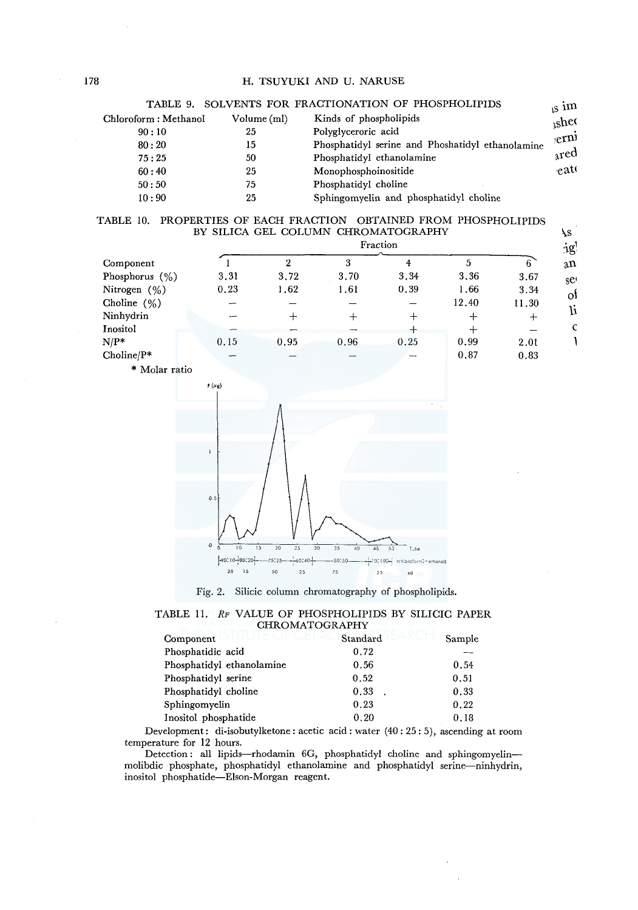TABLE 9. SOLVENTS FOR FRACTIONATION OF PHOSPHOLIPIDS

| Chloroform : Methanol | Volume (ml) | Kinds of phospholipids |
|---|---|---|
| 90 : 10 | 25 | Polyglyceroric acid |
| 80 : 20 | 15 | Phosphatidyl serine and Phoshatidyl ethanolamine |
| 75 : 25 | 50 | Phosphatidyl ethanolamine |
| 60 : 40 | 25 | Monophosphoinositide |
| 50 : 50 | 75 | Phosphatidyl choline |
| 10 : 90 | 25 | Sphingomyelin and phosphatidyl choline |

TABLE 10. PROPERTIES OF EACH FRACTION OBTAINED FROM PHOSPHOLIPIDS BY SILICA GEL COLUMN CHROMATOGRAPHY

| Component | Fraction 1 | 2 | 3 | 4 | 5 | 6 |
|---|---|---|---|---|---|---|
| Phosphorus (%) | 3.31 | 3.72 | 3.70 | 3.34 | 3.36 | 3.67 |
| Nitrogen (%) | 0.23 | 1.62 | 1.61 | 0.39 | 1.66 | 3.34 |
| Choline (%) | – | – | – | – | 12.40 | 11.30 |
| Ninhydrin | – | + | + | + | + | + |
| Inositol | – | – | – | + | + | – |
| N/P* | 0.15 | 0.95 | 0.96 | 0.25 | 0.99 | 2.01 |
| Choline/P* | – | – | – | – | 0.87 | 0.83 |

\* Molar ratio

Fig. 2. Silicic column chromatography of phospholipids.

TABLE 11. $R_F$ VALUE OF PHOSPHOLIPIDS BY SILICIC PAPER CHROMATOGRAPHY

| Component | Standard | Sample |
|---|---|---|
| Phosphatidic acid | 0.72 | — |
| Phosphatidyl ethanolamine | 0.56 | 0.54 |
| Phosphatidyl serine | 0.52 | 0.51 |
| Phosphatidyl choline | 0.33 | 0.33 |
| Sphingomyelin | 0.23 | 0.22 |
| Inositol phosphatide | 0.20 | 0.18 |

Development: di-isobutylketone : acetic acid : water (40 : 25 : 5), ascending at room temperature for 12 hours.

Detection: all lipids—rhodamin 6G, phosphatidyl choline and sphingomyelin—molibdic phosphate, phosphatidyl ethanolamine and phosphatidyl serine—ninhydrin, inositol phosphatide—Elson-Morgan reagent.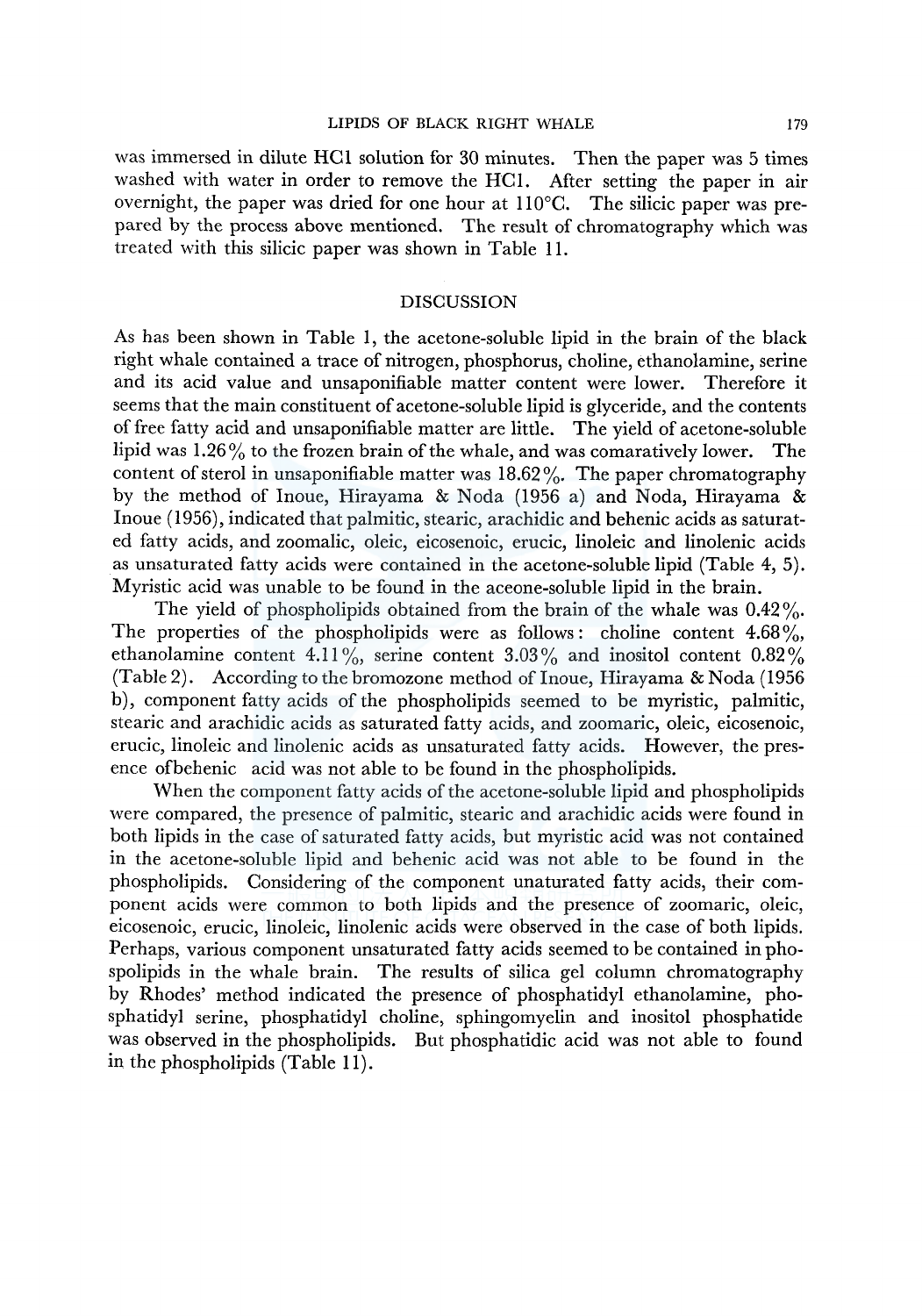was immersed in dilute HCl solution for 30 minutes. Then the paper was 5 times washed with water in order to remove the HCl. After setting the paper in air overnight, the paper was dried for one hour at 110°C. The silicic paper was prepared by the process above mentioned. The result of chromatography which was treated with this silicic paper was shown in Table 11.

## DISCUSSION

As has been shown in Table 1, the acetone-soluble lipid in the brain of the black right whale contained a trace of nitrogen, phosphorus, choline, ethanolamine, serine and its acid value and unsaponifiable matter content were lower. Therefore it seems that the main constituent of acetone-soluble lipid is glyceride, and the contents of free fatty acid and unsaponifiable matter are little. The yield of acetone-soluble lipid was 1.26% to the frozen brain of the whale, and was comaratively lower. The content of sterol in unsaponifiable matter was 18.62%. The paper chromatography by the method of Inoue, Hirayama & Noda (1956 a) and Noda, Hirayama & Inoue (1956), indicated that palmitic, stearic, arachidic and behenic acids as saturated fatty acids, and zoomalic, oleic, eicosenoic, erucic, linoleic and linolenic acids as unsaturated fatty acids were contained in the acetone-soluble lipid (Table 4, 5). Myristic acid was unable to be found in the aceone-soluble lipid in the brain.

The yield of phospholipids obtained from the brain of the whale was 0.42%. The properties of the phospholipids were as follows: choline content 4.68%, ethanolamine content 4.11%, serine content 3.03% and inositol content 0.82% (Table 2). According to the bromozone method of Inoue, Hirayama & Noda (1956 b), component fatty acids of the phospholipids seemed to be myristic, palmitic, stearic and arachidic acids as saturated fatty acids, and zoomaric, oleic, eicosenoic, erucic, linoleic and linolenic acids as unsaturated fatty acids. However, the presence ofbehenic acid was not able to be found in the phospholipids.

When the component fatty acids of the acetone-soluble lipid and phospholipids were compared, the presence of palmitic, stearic and arachidic acids were found in both lipids in the case of saturated fatty acids, but myristic acid was not contained in the acetone-soluble lipid and behenic acid was not able to be found in the phospholipids. Considering of the component unaturated fatty acids, their component acids were common to both lipids and the presence of zoomaric, oleic, eicosenoic, erucic, linoleic, linolenic acids were observed in the case of both lipids. Perhaps, various component unsaturated fatty acids seemed to be contained in phospolipids in the whale brain. The results of silica gel column chromatography by Rhodes' method indicated the presence of phosphatidyl ethanolamine, phosphatidyl serine, phosphatidyl choline, sphingomyelin and inositol phosphatide was observed in the phospholipids. But phosphatidic acid was not able to found in the phospholipids (Table 11).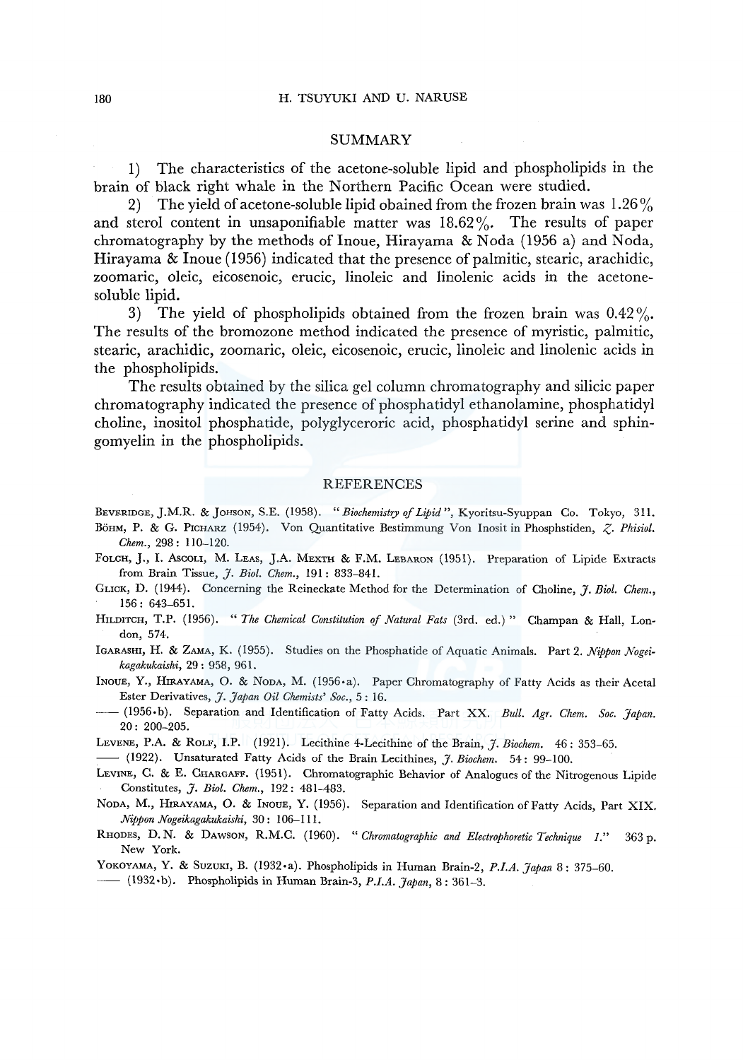## SUMMARY

1) The characteristics of the acetone-soluble lipid and phospholipids in the brain of black right whale in the Northern Pacific Ocean were studied.

2) The yield of acetone-soluble lipid obained from the frozen brain was 1.26% and sterol content in unsaponifiable matter was 18.62%. The results of paper chromatography by the methods of Inoue, Hirayama & Noda (1956 a) and Noda, Hirayama & Inoue (1956) indicated that the presence of palmitic, stearic, arachidic, zoomaric, oleic, eicosenoic, erucic, linoleic and linolenic acids in the acetone-soluble lipid.

3) The yield of phospholipids obtained from the frozen brain was 0.42%. The results of the bromozone method indicated the presence of myristic, palmitic, stearic, arachidic, zoomaric, oleic, eicosenoic, erucic, linoleic and linolenic acids in the phospholipids.

The results obtained by the silica gel column chromatography and silicic paper chromatography indicated the presence of phosphatidyl ethanolamine, phosphatidyl choline, inositol phosphatide, polyglyceroric acid, phosphatidyl serine and sphingomyelin in the phospholipids.

## REFERENCES

BEVERIDGE, J.M.R. & JOHSON, S.E. (1958). "*Biochemistry of Lipid*", Kyoritsu-Syuppan Co. Tokyo, 311.

BÖHM, P. & G. PICHARZ (1954). Von Quantitative Bestimmung Von Inosit in Phosphstiden, *Z. Phisiol. Chem.*, 298 : 110–120.

FOLCH, J., I. ASCOLI, M. LEAS, J.A. MEXTH & F.M. LEBARON (1951). Preparation of Lipide Extracts from Brain Tissue, *J. Biol. Chem.*, 191 : 833–841.

GLICK, D. (1944). Concerning the Reineckate Method for the Determination of Choline, *J. Biol. Chem.*, 156 : 643–651.

HILDITCH, T.P. (1956). "*The Chemical Constitution of Natural Fats* (3rd. ed.)" Champan & Hall, London, 574.

IGARASHI, H. & ZAMA, K. (1955). Studies on the Phosphatide of Aquatic Animals. Part 2. *Nippon Nogeikagakukaishi*, 29 : 958, 961.

INOUE, Y., HIRAYAMA, O. & NODA, M. (1956·a). Paper Chromatography of Fatty Acids as their Acetal Ester Derivatives, *J. Japan Oil Chemists' Soc.*, 5 : 16.

—— (1956·b). Separation and Identification of Fatty Acids. Part XX. *Bull. Agr. Chem. Soc. Japan.* 20 : 200–205.

LEVENE, P.A. & ROLF, I.P. (1921). Lecithine 4-Lecithine of the Brain, *J. Biochem.* 46 : 353–65.

—— (1922). Unsaturated Fatty Acids of the Brain Lecithines, *J. Biochem.* 54 : 99–100.

LEVINE, C. & E. CHARGAFF. (1951). Chromatographic Behavior of Analogues of the Nitrogenous Lipide Constitutes, *J. Biol. Chem.*, 192 : 481–483.

NODA, M., HIRAYAMA, O. & INOUE, Y. (1956). Separation and Identification of Fatty Acids, Part XIX. *Nippon Nogeikagakukaishi*, 30 : 106–111.

RHODES, D.N. & DAWSON, R.M.C. (1960). "*Chromatographic and Electrophoretic Technique 1.*" 363 p. New York.

YOKOYAMA, Y. & SUZUKI, B. (1932·a). Phospholipids in Human Brain-2, *P.I.A. Japan* 8 : 375–60.

—— (1932·b). Phospholipids in Human Brain-3, *P.I.A. Japan*, 8 : 361–3.